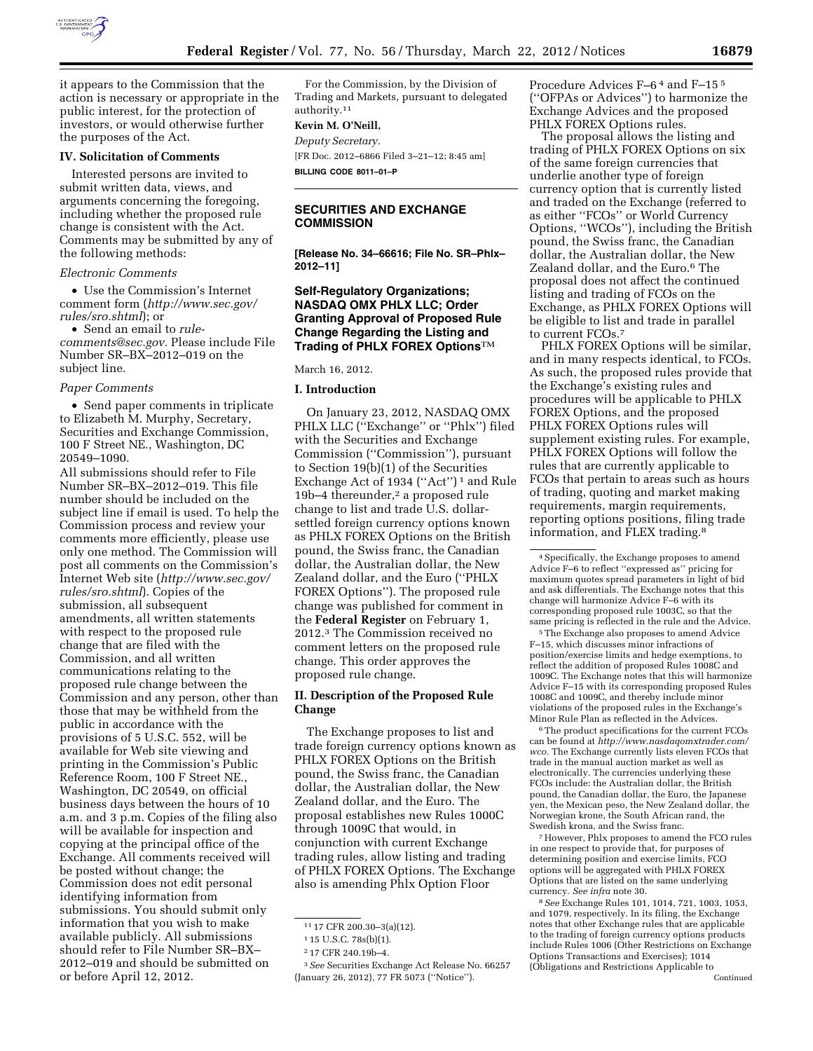it appears to the Commission that the action is necessary or appropriate in the public interest, for the protection of investors, or would otherwise further the purposes of the Act.

### IV. Solicitation of Comments

Interested persons are invited to submit written data, views, and arguments concerning the foregoing, including whether the proposed rule change is consistent with the Act. Comments may be submitted by any of the following methods:

*Electronic Comments*

- Use the Commission's Internet comment form (*http://www.sec.gov/rules/sro.shtml*); or
- Send an email to *rule-comments@sec.gov.* Please include File Number SR–BX–2012–019 on the subject line.

*Paper Comments*

- Send paper comments in triplicate to Elizabeth M. Murphy, Secretary, Securities and Exchange Commission, 100 F Street NE., Washington, DC 20549–1090.

All submissions should refer to File Number SR–BX–2012–019. This file number should be included on the subject line if email is used. To help the Commission process and review your comments more efficiently, please use only one method. The Commission will post all comments on the Commission's Internet Web site (*http://www.sec.gov/rules/sro.shtml*). Copies of the submission, all subsequent amendments, all written statements with respect to the proposed rule change that are filed with the Commission, and all written communications relating to the proposed rule change between the Commission and any person, other than those that may be withheld from the public in accordance with the provisions of 5 U.S.C. 552, will be available for Web site viewing and printing in the Commission's Public Reference Room, 100 F Street NE., Washington, DC 20549, on official business days between the hours of 10 a.m. and 3 p.m. Copies of the filing also will be available for inspection and copying at the principal office of the Exchange. All comments received will be posted without change; the Commission does not edit personal identifying information from submissions. You should submit only information that you wish to make available publicly. All submissions should refer to File Number SR–BX–2012–019 and should be submitted on or before April 12, 2012.

For the Commission, by the Division of Trading and Markets, pursuant to delegated authority.[11]

**Kevin M. O'Neill,**

*Deputy Secretary.*

[FR Doc. 2012–6866 Filed 3–21–12; 8:45 am]

**BILLING CODE 8011–01–P**

[11] 17 CFR 200.30–3(a)(12).

---

## SECURITIES AND EXCHANGE COMMISSION

**[Release No. 34–66616; File No. SR–Phlx–2012–11]**

## Self-Regulatory Organizations; NASDAQ OMX PHLX LLC; Order Granting Approval of Proposed Rule Change Regarding the Listing and Trading of PHLX FOREX Options™

March 16, 2012.

### I. Introduction

On January 23, 2012, NASDAQ OMX PHLX LLC (''Exchange'' or ''Phlx'') filed with the Securities and Exchange Commission (''Commission''), pursuant to Section 19(b)(1) of the Securities Exchange Act of 1934 (''Act'')[1] and Rule 19b–4 thereunder,[2] a proposed rule change to list and trade U.S. dollar-settled foreign currency options known as PHLX FOREX Options on the British pound, the Swiss franc, the Canadian dollar, the Australian dollar, the New Zealand dollar, and the Euro (''PHLX FOREX Options''). The proposed rule change was published for comment in the **Federal Register** on February 1, 2012.[3] The Commission received no comment letters on the proposed rule change. This order approves the proposed rule change.

### II. Description of the Proposed Rule Change

The Exchange proposes to list and trade foreign currency options known as PHLX FOREX Options on the British pound, the Swiss franc, the Canadian dollar, the Australian dollar, the New Zealand dollar, and the Euro. The proposal establishes new Rules 1000C through 1009C that would, in conjunction with current Exchange trading rules, allow listing and trading of PHLX FOREX Options. The Exchange also is amending Phlx Option Floor Procedure Advices F–6[4] and F–15[5] (''OFPAs or Advices'') to harmonize the Exchange Advices and the proposed PHLX FOREX Options rules.

The proposal allows the listing and trading of PHLX FOREX Options on six of the same foreign currencies that underlie another type of foreign currency option that is currently listed and traded on the Exchange (referred to as either ''FCOs'' or World Currency Options, ''WCOs''), including the British pound, the Swiss franc, the Canadian dollar, the Australian dollar, the New Zealand dollar, and the Euro.[6] The proposal does not affect the continued listing and trading of FCOs on the Exchange, as PHLX FOREX Options will be eligible to list and trade in parallel to current FCOs.[7]

PHLX FOREX Options will be similar, and in many respects identical, to FCOs. As such, the proposed rules provide that the Exchange's existing rules and procedures will be applicable to PHLX FOREX Options, and the proposed PHLX FOREX Options rules will supplement existing rules. For example, PHLX FOREX Options will follow the rules that are currently applicable to FCOs that pertain to areas such as hours of trading, quoting and market making requirements, margin requirements, reporting options positions, filing trade information, and FLEX trading.[8]

[1] 15 U.S.C. 78s(b)(1).

[2] 17 CFR 240.19b–4.

[3] *See* Securities Exchange Act Release No. 66257 (January 26, 2012), 77 FR 5073 (''Notice'').

[4] Specifically, the Exchange proposes to amend Advice F–6 to reflect ''expressed as'' pricing for maximum quotes spread parameters in light of bid and ask differentials. The Exchange notes that this change will harmonize Advice F–6 with its corresponding proposed rule 1003C, so that the same pricing is reflected in the rule and the Advice.

[5] The Exchange also proposes to amend Advice F–15, which discusses minor infractions of position/exercise limits and hedge exemptions, to reflect the addition of proposed Rules 1008C and 1009C. The Exchange notes that this will harmonize Advice F–15 with its corresponding proposed Rules 1008C and 1009C, and thereby include minor violations of the proposed rules in the Exchange's Minor Rule Plan as reflected in the Advices.

[6] The product specifications for the current FCOs can be found at *http://www.nasdaqomxtrader.com/wco.* The Exchange currently lists eleven FCOs that trade in the manual auction market as well as electronically. The currencies underlying these FCOs include: the Australian dollar, the British pound, the Canadian dollar, the Euro, the Japanese yen, the Mexican peso, the New Zealand dollar, the Norwegian krone, the South African rand, the Swedish krona, and the Swiss franc.

[7] However, Phlx proposes to amend the FCO rules in one respect to provide that, for purposes of determining position and exercise limits, FCO options will be aggregated with PHLX FOREX Options that are listed on the same underlying currency. *See infra* note 30.

[8] *See* Exchange Rules 101, 1014, 721, 1003, 1053, and 1079, respectively. In its filing, the Exchange notes that other Exchange rules that are applicable to the trading of foreign currency options products include Rule 1006 (Other Restrictions on Exchange Options Transactions and Exercises); 1014 (Obligations and Restrictions Applicable to

Continued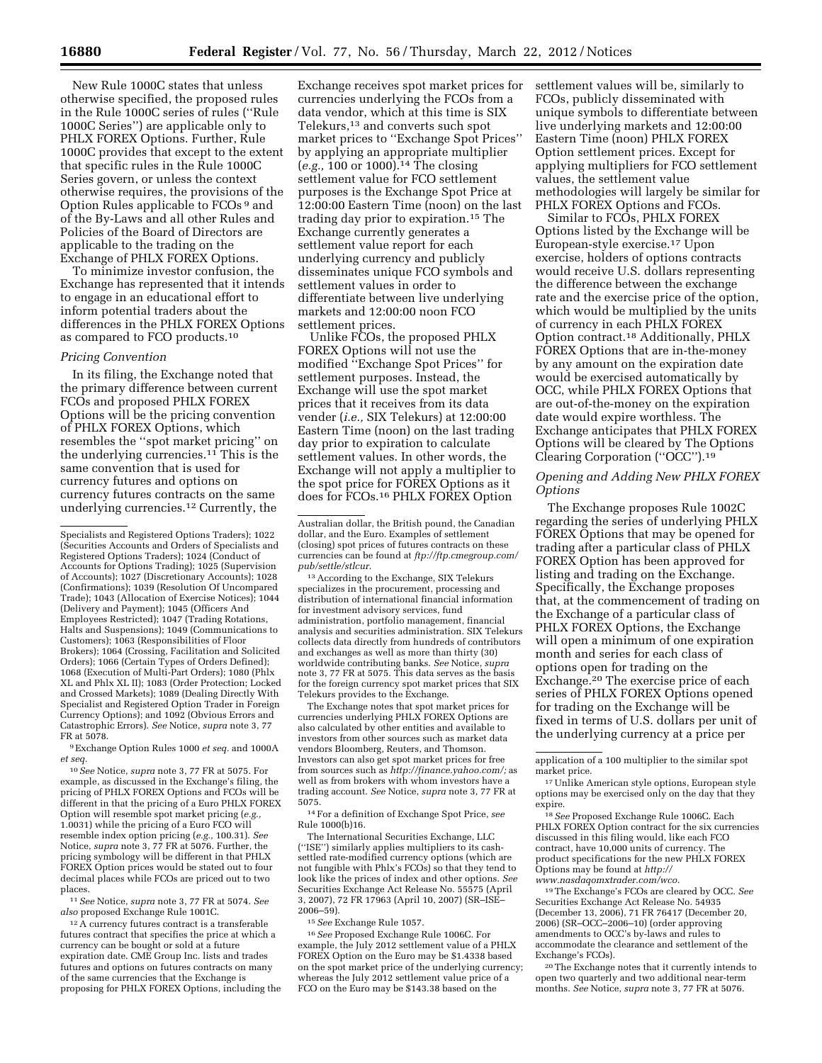New Rule 1000C states that unless otherwise specified, the proposed rules in the Rule 1000C series of rules (''Rule 1000C Series'') are applicable only to PHLX FOREX Options. Further, Rule 1000C provides that except to the extent that specific rules in the Rule 1000C Series govern, or unless the context otherwise requires, the provisions of the Option Rules applicable to FCOs [9] and of the By-Laws and all other Rules and Policies of the Board of Directors are applicable to the trading on the Exchange of PHLX FOREX Options.

To minimize investor confusion, the Exchange has represented that it intends to engage in an educational effort to inform potential traders about the differences in the PHLX FOREX Options as compared to FCO products.[10]

*Pricing Convention*

In its filing, the Exchange noted that the primary difference between current FCOs and proposed PHLX FOREX Options will be the pricing convention of PHLX FOREX Options, which resembles the ''spot market pricing'' on the underlying currencies.[11] This is the same convention that is used for currency futures and options on currency futures contracts on the same underlying currencies.[12] Currently, the Exchange receives spot market prices for currencies underlying the FCOs from a data vendor, which at this time is SIX Telekurs,[13] and converts such spot market prices to ''Exchange Spot Prices'' by applying an appropriate multiplier (*e.g.,* 100 or 1000).[14] The closing settlement value for FCO settlement purposes is the Exchange Spot Price at 12:00:00 Eastern Time (noon) on the last trading day prior to expiration.[15] The Exchange currently generates a settlement value report for each underlying currency and publicly disseminates unique FCO symbols and settlement values in order to differentiate between live underlying markets and 12:00:00 noon FCO settlement prices.

Unlike FCOs, the proposed PHLX FOREX Options will not use the modified ''Exchange Spot Prices'' for settlement purposes. Instead, the Exchange will use the spot market prices that it receives from its data vender (*i.e.,* SIX Telekurs) at 12:00:00 Eastern Time (noon) on the last trading day prior to expiration to calculate settlement values. In other words, the Exchange will not apply a multiplier to the spot price for FOREX Options as it does for FCOs.[16] PHLX FOREX Option settlement values will be, similarly to FCOs, publicly disseminated with unique symbols to differentiate between live underlying markets and 12:00:00 Eastern Time (noon) PHLX FOREX Option settlement prices. Except for applying multipliers for FCO settlement values, the settlement value methodologies will largely be similar for PHLX FOREX Options and FCOs.

Similar to FCOs, PHLX FOREX Options listed by the Exchange will be European-style exercise.[17] Upon exercise, holders of options contracts would receive U.S. dollars representing the difference between the exchange rate and the exercise price of the option, which would be multiplied by the units of currency in each PHLX FOREX Option contract.[18] Additionally, PHLX FOREX Options that are in-the-money by any amount on the expiration date would be exercised automatically by OCC, while PHLX FOREX Options that are out-of-the-money on the expiration date would expire worthless. The Exchange anticipates that PHLX FOREX Options will be cleared by The Options Clearing Corporation (''OCC'').[19]

*Opening and Adding New PHLX FOREX Options*

The Exchange proposes Rule 1002C regarding the series of underlying PHLX FOREX Options that may be opened for trading after a particular class of PHLX FOREX Option has been approved for listing and trading on the Exchange. Specifically, the Exchange proposes that, at the commencement of trading on the Exchange of a particular class of PHLX FOREX Options, the Exchange will open a minimum of one expiration month and series for each class of options open for trading on the Exchange.[20] The exercise price of each series of PHLX FOREX Options opened for trading on the Exchange will be fixed in terms of U.S. dollars per unit of the underlying currency at a price per

---

Specialists and Registered Options Traders); 1022 (Securities Accounts and Orders of Specialists and Registered Options Traders); 1024 (Conduct of Accounts for Options Trading); 1025 (Supervision of Accounts); 1027 (Discretionary Accounts); 1028 (Confirmations); 1039 (Resolution Of Uncompared Trade); 1043 (Allocation of Exercise Notices); 1044 (Delivery and Payment); 1045 (Officers And Employees Restricted); 1047 (Trading Rotations, Halts and Suspensions); 1049 (Communications to Customers); 1063 (Responsibilities of Floor Brokers); 1064 (Crossing, Facilitation and Solicited Orders); 1066 (Certain Types of Orders Defined); 1068 (Execution of Multi-Part Orders); 1080 (Phlx XL and Phlx XL II); 1083 (Order Protection; Locked and Crossed Markets); 1089 (Dealing Directly With Specialist and Registered Option Trader in Foreign Currency Options); and 1092 (Obvious Errors and Catastrophic Errors). *See* Notice, *supra* note 3, 77 FR at 5078.

[9] Exchange Option Rules 1000 *et seq.* and 1000A *et seq.*

[10] *See* Notice, *supra* note 3, 77 FR at 5075. For example, as discussed in the Exchange's filing, the pricing of PHLX FOREX Options and FCOs will be different in that the pricing of a Euro PHLX FOREX Option will resemble spot market pricing (*e.g.,* 1.0031) while the pricing of a Euro FCO will resemble index option pricing (*e.g.,* 100.31). *See* Notice, *supra* note 3, 77 FR at 5076. Further, the pricing symbology will be different in that PHLX FOREX Option prices would be stated out to four decimal places while FCOs are priced out to two places.

[11] *See* Notice, *supra* note 3, 77 FR at 5074. *See also* proposed Exchange Rule 1001C.

[12] A currency futures contract is a transferable futures contract that specifies the price at which a currency can be bought or sold at a future expiration date. CME Group Inc. lists and trades futures and options on futures contracts on many of the same currencies that the Exchange is proposing for PHLX FOREX Options, including the Australian dollar, the British pound, the Canadian dollar, and the Euro. Examples of settlement (closing) spot prices of futures contracts on these currencies can be found at *ftp://ftp.cmegroup.com/pub/settle/stlcur.*

[13] According to the Exchange, SIX Telekurs specializes in the procurement, processing and distribution of international financial information for investment advisory services, fund administration, portfolio management, financial analysis and securities administration. SIX Telekurs collects data directly from hundreds of contributors and exchanges as well as more than thirty (30) worldwide contributing banks. *See* Notice, *supra* note 3, 77 FR at 5075. This data serves as the basis for the foreign currency spot market prices that SIX Telekurs provides to the Exchange.

The Exchange notes that spot market prices for currencies underlying PHLX FOREX Options are also calculated by other entities and available to investors from other sources such as market data vendors Bloomberg, Reuters, and Thomson. Investors can also get spot market prices for free from sources such as *http://finance.yahoo.com/;* as well as from brokers with whom investors have a trading account. *See* Notice, *supra* note 3, 77 FR at 5075.

[14] For a definition of Exchange Spot Price, *see* Rule 1000(b)16.

The International Securities Exchange, LLC (''ISE'') similarly applies multipliers to its cash-settled rate-modified currency options (which are not fungible with Phlx's FCOs) so that they tend to look like the prices of index and other options. *See* Securities Exchange Act Release No. 55575 (April 3, 2007), 72 FR 17963 (April 10, 2007) (SR–ISE–2006–59).

[15] *See* Exchange Rule 1057.

[16] *See* Proposed Exchange Rule 1006C. For example, the July 2012 settlement value of a PHLX FOREX Option on the Euro may be $1.4338 based on the spot market price of the underlying currency; whereas the July 2012 settlement value price of a FCO on the Euro may be $143.38 based on the application of a 100 multiplier to the similar spot market price.

[17] Unlike American style options, European style options may be exercised only on the day that they expire.

[18] *See* Proposed Exchange Rule 1006C. Each PHLX FOREX Option contract for the six currencies discussed in this filing would, like each FCO contract, have 10,000 units of currency. The product specifications for the new PHLX FOREX Options may be found at *http://www.nasdaqomxtrader.com/wco.*

[19] The Exchange's FCOs are cleared by OCC. *See* Securities Exchange Act Release No. 54935 (December 13, 2006), 71 FR 76417 (December 20, 2006) (SR–OCC–2006–10) (order approving amendments to OCC's by-laws and rules to accommodate the clearance and settlement of the Exchange's FCOs).

[20] The Exchange notes that it currently intends to open two quarterly and two additional near-term months. *See* Notice, *supra* note 3, 77 FR at 5076.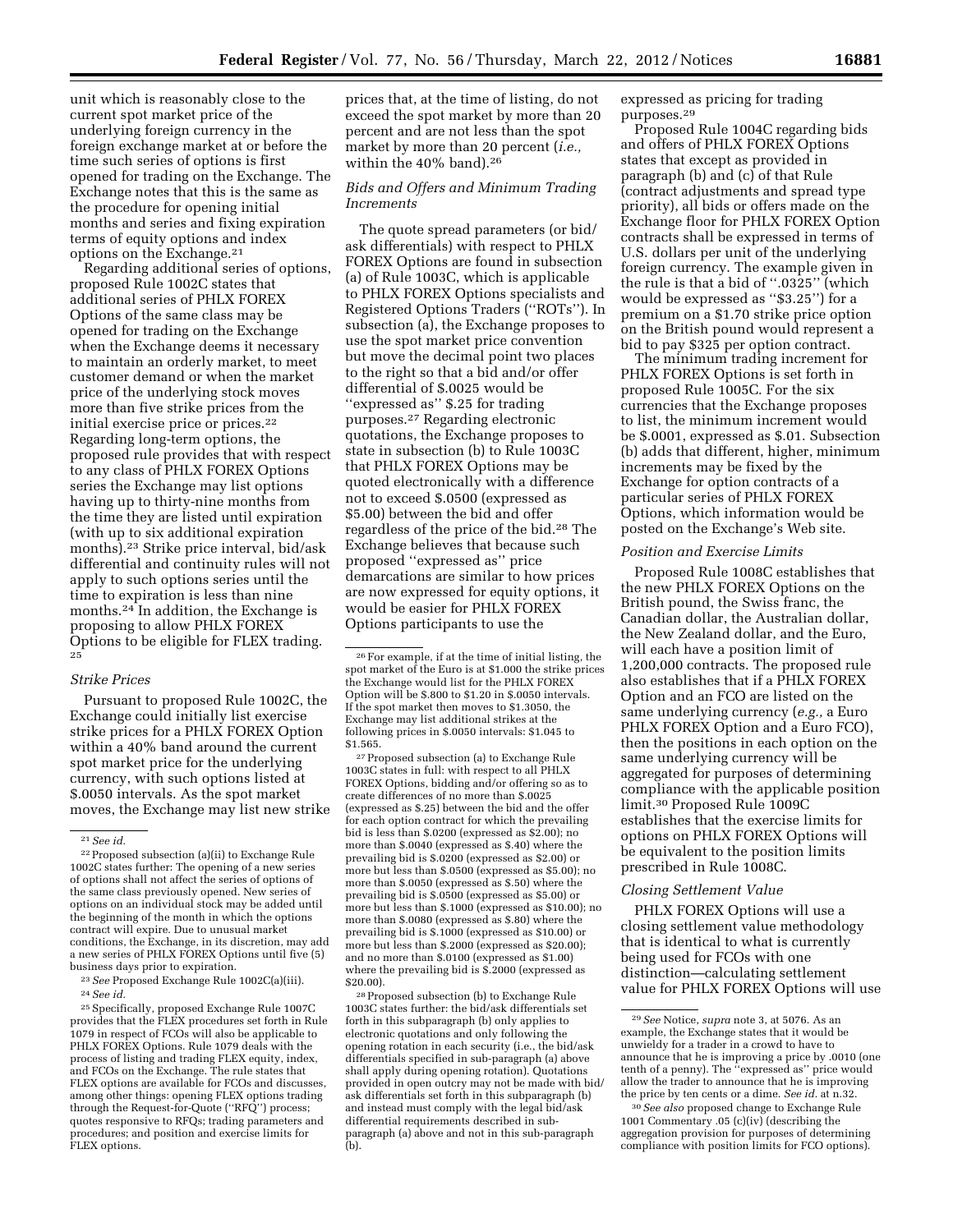unit which is reasonably close to the current spot market price of the underlying foreign currency in the foreign exchange market at or before the time such series of options is first opened for trading on the Exchange. The Exchange notes that this is the same as the procedure for opening initial months and series and fixing expiration terms of equity options and index options on the Exchange.[21]

Regarding additional series of options, proposed Rule 1002C states that additional series of PHLX FOREX Options of the same class may be opened for trading on the Exchange when the Exchange deems it necessary to maintain an orderly market, to meet customer demand or when the market price of the underlying stock moves more than five strike prices from the initial exercise price or prices.[22] Regarding long-term options, the proposed rule provides that with respect to any class of PHLX FOREX Options series the Exchange may list options having up to thirty-nine months from the time they are listed until expiration (with up to six additional expiration months).[23] Strike price interval, bid/ask differential and continuity rules will not apply to such options series until the time to expiration is less than nine months.[24] In addition, the Exchange is proposing to allow PHLX FOREX Options to be eligible for FLEX trading.[25]

### *Strike Prices*

Pursuant to proposed Rule 1002C, the Exchange could initially list exercise strike prices for a PHLX FOREX Option within a 40% band around the current spot market price for the underlying currency, with such options listed at $.0050 intervals. As the spot market moves, the Exchange may list new strike prices that, at the time of listing, do not exceed the spot market by more than 20 percent and are not less than the spot market by more than 20 percent (*i.e.,* within the 40% band).[26]

### *Bids and Offers and Minimum Trading Increments*

The quote spread parameters (or bid/ask differentials) with respect to PHLX FOREX Options are found in subsection (a) of Rule 1003C, which is applicable to PHLX FOREX Options specialists and Registered Options Traders (''ROTs''). In subsection (a), the Exchange proposes to use the spot market price convention but move the decimal point two places to the right so that a bid and/or offer differential of $.0025 would be ''expressed as'' $.25 for trading purposes.[27] Regarding electronic quotations, the Exchange proposes to state in subsection (b) to Rule 1003C that PHLX FOREX Options may be quoted electronically with a difference not to exceed $.0500 (expressed as $5.00) between the bid and offer regardless of the price of the bid.[28] The Exchange believes that because such proposed ''expressed as'' price demarcations are similar to how prices are now expressed for equity options, it would be easier for PHLX FOREX Options participants to use the expressed as pricing for trading purposes.[29]

Proposed Rule 1004C regarding bids and offers of PHLX FOREX Options states that except as provided in paragraph (b) and (c) of that Rule (contract adjustments and spread type priority), all bids or offers made on the Exchange floor for PHLX FOREX Option contracts shall be expressed in terms of U.S. dollars per unit of the underlying foreign currency. The example given in the rule is that a bid of ''.0325'' (which would be expressed as ''$3.25'') for a premium on a $1.70 strike price option on the British pound would represent a bid to pay $325 per option contract.

The minimum trading increment for PHLX FOREX Options is set forth in proposed Rule 1005C. For the six currencies that the Exchange proposes to list, the minimum increment would be $.0001, expressed as $.01. Subsection (b) adds that different, higher, minimum increments may be fixed by the Exchange for option contracts of a particular series of PHLX FOREX Options, which information would be posted on the Exchange's Web site.

### *Position and Exercise Limits*

Proposed Rule 1008C establishes that the new PHLX FOREX Options on the British pound, the Swiss franc, the Canadian dollar, the Australian dollar, the New Zealand dollar, and the Euro, will each have a position limit of 1,200,000 contracts. The proposed rule also establishes that if a PHLX FOREX Option and an FCO are listed on the same underlying currency (*e.g.,* a Euro PHLX FOREX Option and a Euro FCO), then the positions in each option on the same underlying currency will be aggregated for purposes of determining compliance with the applicable position limit.[30] Proposed Rule 1009C establishes that the exercise limits for options on PHLX FOREX Options will be equivalent to the position limits prescribed in Rule 1008C.

### *Closing Settlement Value*

PHLX FOREX Options will use a closing settlement value methodology that is identical to what is currently being used for FCOs with one distinction—calculating settlement value for PHLX FOREX Options will use

---

[21] *See id.*

[22] Proposed subsection (a)(ii) to Exchange Rule 1002C states further: The opening of a new series of options shall not affect the series of options of the same class previously opened. New series of options on an individual stock may be added until the beginning of the month in which the options contract will expire. Due to unusual market conditions, the Exchange, in its discretion, may add a new series of PHLX FOREX Options until five (5) business days prior to expiration.

[23] *See* Proposed Exchange Rule 1002C(a)(iii).

[24] *See id.*

[25] Specifically, proposed Exchange Rule 1007C provides that the FLEX procedures set forth in Rule 1079 in respect of FCOs will also be applicable to PHLX FOREX Options. Rule 1079 deals with the process of listing and trading FLEX equity, index, and FCOs on the Exchange. The rule states that FLEX options are available for FCOs and discusses, among other things: opening FLEX options trading through the Request-for-Quote (''RFQ'') process; quotes responsive to RFQs; trading parameters and procedures; and position and exercise limits for FLEX options.

[26] For example, if at the time of initial listing, the spot market of the Euro is at $1.000 the strike prices the Exchange would list for the PHLX FOREX Option will be $.800 to $1.20 in $.0050 intervals. If the spot market then moves to $1.3050, the Exchange may list additional strikes at the following prices in $.0050 intervals: $1.045 to $1.565.

[27] Proposed subsection (a) to Exchange Rule 1003C states in full: with respect to all PHLX FOREX Options, bidding and/or offering so as to create differences of no more than $.0025 (expressed as $.25) between the bid and the offer for each option contract for which the prevailing bid is less than $.0200 (expressed as $2.00); no more than $.0040 (expressed as $.40) where the prevailing bid is $.0200 (expressed as $2.00) or more but less than $.0500 (expressed as $5.00); no more than $.0050 (expressed as $.50) where the prevailing bid is $.0500 (expressed as $5.00) or more but less than $.1000 (expressed as $10.00); no more than $.0080 (expressed as $.80) where the prevailing bid is $.1000 (expressed as $10.00) or more but less than $.2000 (expressed as $20.00); and no more than $.0100 (expressed as $1.00) where the prevailing bid is $.2000 (expressed as $20.00).

[28] Proposed subsection (b) to Exchange Rule 1003C states further: the bid/ask differentials set forth in this subparagraph (b) only applies to electronic quotations and only following the opening rotation in each security (i.e., the bid/ask differentials specified in sub-paragraph (a) above shall apply during opening rotation). Quotations provided in open outcry may not be made with bid/ask differentials set forth in this subparagraph (b) and instead must comply with the legal bid/ask differential requirements described in sub-paragraph (a) above and not in this sub-paragraph (b).

[29] *See* Notice, *supra* note 3, at 5076. As an example, the Exchange states that it would be unwieldy for a trader in a crowd to have to announce that he is improving a price by .0010 (one tenth of a penny). The ''expressed as'' price would allow the trader to announce that he is improving the price by ten cents or a dime. *See id.* at n.32.

[30] *See also* proposed change to Exchange Rule 1001 Commentary .05 (c)(iv) (describing the aggregation provision for purposes of determining compliance with position limits for FCO options).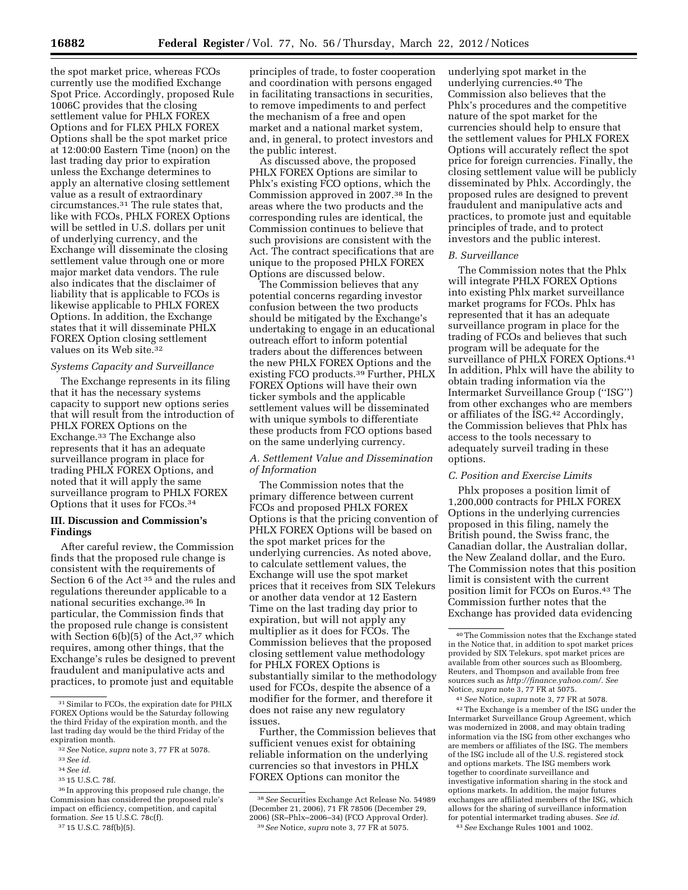the spot market price, whereas FCOs currently use the modified Exchange Spot Price. Accordingly, proposed Rule 1006C provides that the closing settlement value for PHLX FOREX Options and for FLEX PHLX FOREX Options shall be the spot market price at 12:00:00 Eastern Time (noon) on the last trading day prior to expiration unless the Exchange determines to apply an alternative closing settlement value as a result of extraordinary circumstances.[31] The rule states that, like with FCOs, PHLX FOREX Options will be settled in U.S. dollars per unit of underlying currency, and the Exchange will disseminate the closing settlement value through one or more major market data vendors. The rule also indicates that the disclaimer of liability that is applicable to FCOs is likewise applicable to PHLX FOREX Options. In addition, the Exchange states that it will disseminate PHLX FOREX Option closing settlement values on its Web site.[32]

*Systems Capacity and Surveillance*

The Exchange represents in its filing that it has the necessary systems capacity to support new options series that will result from the introduction of PHLX FOREX Options on the Exchange.[33] The Exchange also represents that it has an adequate surveillance program in place for trading PHLX FOREX Options, and noted that it will apply the same surveillance program to PHLX FOREX Options that it uses for FCOs.[34]

## III. Discussion and Commission's Findings

After careful review, the Commission finds that the proposed rule change is consistent with the requirements of Section 6 of the Act[35] and the rules and regulations thereunder applicable to a national securities exchange.[36] In particular, the Commission finds that the proposed rule change is consistent with Section 6(b)(5) of the Act,[37] which requires, among other things, that the Exchange's rules be designed to prevent fraudulent and manipulative acts and practices, to promote just and equitable principles of trade, to foster cooperation and coordination with persons engaged in facilitating transactions in securities, to remove impediments to and perfect the mechanism of a free and open market and a national market system, and, in general, to protect investors and the public interest.

As discussed above, the proposed PHLX FOREX Options are similar to Phlx's existing FCO options, which the Commission approved in 2007.[38] In the areas where the two products and the corresponding rules are identical, the Commission continues to believe that such provisions are consistent with the Act. The contract specifications that are unique to the proposed PHLX FOREX Options are discussed below.

The Commission believes that any potential concerns regarding investor confusion between the two products should be mitigated by the Exchange's undertaking to engage in an educational outreach effort to inform potential traders about the differences between the new PHLX FOREX Options and the existing FCO products.[39] Further, PHLX FOREX Options will have their own ticker symbols and the applicable settlement values will be disseminated with unique symbols to differentiate these products from FCO options based on the same underlying currency.

### *A. Settlement Value and Dissemination of Information*

The Commission notes that the primary difference between current FCOs and proposed PHLX FOREX Options is that the pricing convention of PHLX FOREX Options will be based on the spot market prices for the underlying currencies. As noted above, to calculate settlement values, the Exchange will use the spot market prices that it receives from SIX Telekurs or another data vendor at 12 Eastern Time on the last trading day prior to expiration, but will not apply any multiplier as it does for FCOs. The Commission believes that the proposed closing settlement value methodology for PHLX FOREX Options is substantially similar to the methodology used for FCOs, despite the absence of a modifier for the former, and therefore it does not raise any new regulatory issues.

Further, the Commission believes that sufficient venues exist for obtaining reliable information on the underlying currencies so that investors in PHLX FOREX Options can monitor the underlying spot market in the underlying currencies.[40] The Commission also believes that the Phlx's procedures and the competitive nature of the spot market for the currencies should help to ensure that the settlement values for PHLX FOREX Options will accurately reflect the spot price for foreign currencies. Finally, the closing settlement value will be publicly disseminated by Phlx. Accordingly, the proposed rules are designed to prevent fraudulent and manipulative acts and practices, to promote just and equitable principles of trade, and to protect investors and the public interest.

### *B. Surveillance*

The Commission notes that the Phlx will integrate PHLX FOREX Options into existing Phlx market surveillance market programs for FCOs. Phlx has represented that it has an adequate surveillance program in place for the trading of FCOs and believes that such program will be adequate for the surveillance of PHLX FOREX Options.[41] In addition, Phlx will have the ability to obtain trading information via the Intermarket Surveillance Group ("ISG") from other exchanges who are members or affiliates of the ISG.[42] Accordingly, the Commission believes that Phlx has access to the tools necessary to adequately surveil trading in these options.

### *C. Position and Exercise Limits*

Phlx proposes a position limit of 1,200,000 contracts for PHLX FOREX Options in the underlying currencies proposed in this filing, namely the British pound, the Swiss franc, the Canadian dollar, the Australian dollar, the New Zealand dollar, and the Euro. The Commission notes that this position limit is consistent with the current position limit for FCOs on Euros.[43] The Commission further notes that the Exchange has provided data evidencing

---

[31] Similar to FCOs, the expiration date for PHLX FOREX Options would be the Saturday following the third Friday of the expiration month, and the last trading day would be the third Friday of the expiration month.

[32] *See* Notice, *supra* note 3, 77 FR at 5078.

[33] *See id.*

[34] *See id.*

[35] 15 U.S.C. 78f.

[36] In approving this proposed rule change, the Commission has considered the proposed rule's impact on efficiency, competition, and capital formation. *See* 15 U.S.C. 78c(f).

[37] 15 U.S.C. 78f(b)(5).

[38] *See* Securities Exchange Act Release No. 54989 (December 21, 2006), 71 FR 78506 (December 29, 2006) (SR–Phlx–2006–34) (FCO Approval Order).

[39] *See* Notice, *supra* note 3, 77 FR at 5075.

[40] The Commission notes that the Exchange stated in the Notice that, in addition to spot market prices provided by SIX Telekurs, spot market prices are available from other sources such as Bloomberg, Reuters, and Thompson and available from free sources such as *http://finance.yahoo.com/*. *See* Notice, *supra* note 3, 77 FR at 5075.

[41] *See* Notice, *supra* note 3, 77 FR at 5078.

[42] The Exchange is a member of the ISG under the Intermarket Surveillance Group Agreement, which was modernized in 2008, and may obtain trading information via the ISG from other exchanges who are members or affiliates of the ISG. The members of the ISG include all of the U.S. registered stock and options markets. The ISG members work together to coordinate surveillance and investigative information sharing in the stock and options markets. In addition, the major futures exchanges are affiliated members of the ISG, which allows for the sharing of surveillance information for potential intermarket trading abuses. *See id.*

[43] *See* Exchange Rules 1001 and 1002.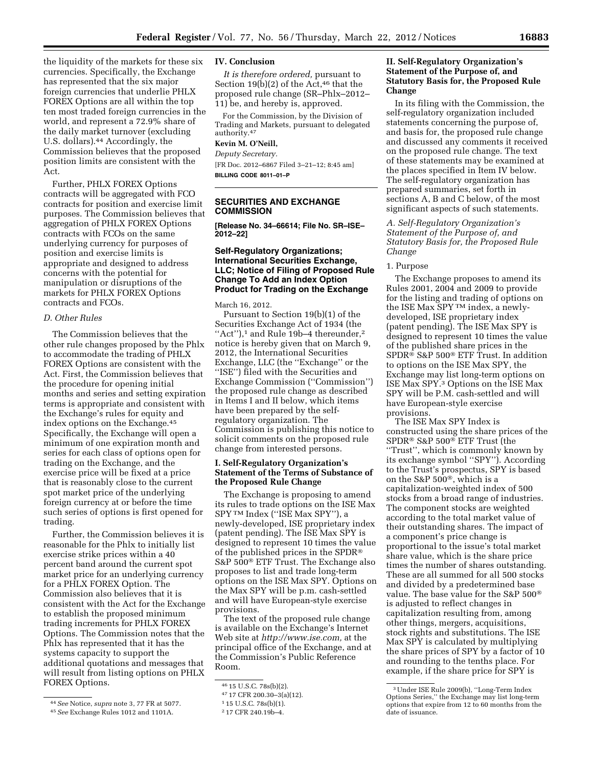the liquidity of the markets for these six currencies. Specifically, the Exchange has represented that the six major foreign currencies that underlie PHLX FOREX Options are all within the top ten most traded foreign currencies in the world, and represent a 72.9% share of the daily market turnover (excluding U.S. dollars).[44] Accordingly, the Commission believes that the proposed position limits are consistent with the Act.

Further, PHLX FOREX Options contracts will be aggregated with FCO contracts for position and exercise limit purposes. The Commission believes that aggregation of PHLX FOREX Options contracts with FCOs on the same underlying currency for purposes of position and exercise limits is appropriate and designed to address concerns with the potential for manipulation or disruptions of the markets for PHLX FOREX Options contracts and FCOs.

### *D. Other Rules*

The Commission believes that the other rule changes proposed by the Phlx to accommodate the trading of PHLX FOREX Options are consistent with the Act. First, the Commission believes that the procedure for opening initial months and series and setting expiration terms is appropriate and consistent with the Exchange's rules for equity and index options on the Exchange.[45] Specifically, the Exchange will open a minimum of one expiration month and series for each class of options open for trading on the Exchange, and the exercise price will be fixed at a price that is reasonably close to the current spot market price of the underlying foreign currency at or before the time such series of options is first opened for trading.

Further, the Commission believes it is reasonable for the Phlx to initially list exercise strike prices within a 40 percent band around the current spot market price for an underlying currency for a PHLX FOREX Option. The Commission also believes that it is consistent with the Act for the Exchange to establish the proposed minimum trading increments for PHLX FOREX Options. The Commission notes that the Phlx has represented that it has the systems capacity to support the additional quotations and messages that will result from listing options on PHLX FOREX Options.

## IV. Conclusion

*It is therefore ordered,* pursuant to Section 19(b)(2) of the Act,[46] that the proposed rule change (SR–Phlx–2012–11) be, and hereby is, approved.

For the Commission, by the Division of Trading and Markets, pursuant to delegated authority.[47]

**Kevin M. O'Neill,**

*Deputy Secretary.*

[FR Doc. 2012–6867 Filed 3–21–12; 8:45 am]

**BILLING CODE 8011–01–P**

---

## SECURITIES AND EXCHANGE COMMISSION

**[Release No. 34–66614; File No. SR–ISE–2012–22]**

## Self-Regulatory Organizations; International Securities Exchange, LLC; Notice of Filing of Proposed Rule Change To Add an Index Option Product for Trading on the Exchange

March 16, 2012.

Pursuant to Section 19(b)(1) of the Securities Exchange Act of 1934 (the "Act"),[1] and Rule 19b–4 thereunder,[2] notice is hereby given that on March 9, 2012, the International Securities Exchange, LLC (the "Exchange" or the "ISE") filed with the Securities and Exchange Commission ("Commission") the proposed rule change as described in Items I and II below, which items have been prepared by the self-regulatory organization. The Commission is publishing this notice to solicit comments on the proposed rule change from interested persons.

### I. Self-Regulatory Organization's Statement of the Terms of Substance of the Proposed Rule Change

The Exchange is proposing to amend its rules to trade options on the ISE Max SPY™ Index ("ISE Max SPY"), a newly-developed, ISE proprietary index (patent pending). The ISE Max SPY is designed to represent 10 times the value of the published prices in the SPDR® S&P 500® ETF Trust. The Exchange also proposes to list and trade long-term options on the ISE Max SPY. Options on the Max SPY will be p.m. cash-settled and will have European-style exercise provisions.

The text of the proposed rule change is available on the Exchange's Internet Web site at *http://www.ise.com,* at the principal office of the Exchange, and at the Commission's Public Reference Room.

### II. Self-Regulatory Organization's Statement of the Purpose of, and Statutory Basis for, the Proposed Rule Change

In its filing with the Commission, the self-regulatory organization included statements concerning the purpose of, and basis for, the proposed rule change and discussed any comments it received on the proposed rule change. The text of these statements may be examined at the places specified in Item IV below. The self-regulatory organization has prepared summaries, set forth in sections A, B and C below, of the most significant aspects of such statements.

### *A. Self-Regulatory Organization's Statement of the Purpose of, and Statutory Basis for, the Proposed Rule Change*

1. Purpose

The Exchange proposes to amend its Rules 2001, 2004 and 2009 to provide for the listing and trading of options on the ISE Max SPY™ index, a newly-developed, ISE proprietary index (patent pending). The ISE Max SPY is designed to represent 10 times the value of the published share prices in the SPDR® S&P 500® ETF Trust. In addition to options on the ISE Max SPY, the Exchange may list long-term options on ISE Max SPY.[3] Options on the ISE Max SPY will be P.M. cash-settled and will have European-style exercise provisions.

The ISE Max SPY Index is constructed using the share prices of the SPDR® S&P 500® ETF Trust (the "Trust", which is commonly known by its exchange symbol "SPY"). According to the Trust's prospectus, SPY is based on the S&P 500®, which is a capitalization-weighted index of 500 stocks from a broad range of industries. The component stocks are weighted according to the total market value of their outstanding shares. The impact of a component's price change is proportional to the issue's total market share value, which is the share price times the number of shares outstanding. These are all summed for all 500 stocks and divided by a predetermined base value. The base value for the S&P 500® is adjusted to reflect changes in capitalization resulting from, among other things, mergers, acquisitions, stock rights and substitutions. The ISE Max SPY is calculated by multiplying the share prices of SPY by a factor of 10 and rounding to the tenths place. For example, if the share price for SPY is

---

[44] *See* Notice, *supra* note 3, 77 FR at 5077.

[45] *See* Exchange Rules 1012 and 1101A.

[46] 15 U.S.C. 78s(b)(2).

[47] 17 CFR 200.30–3(a)(12).

[1] 15 U.S.C. 78s(b)(1).

[2] 17 CFR 240.19b–4.

[3] Under ISE Rule 2009(b), "Long-Term Index Options Series," the Exchange may list long-term options that expire from 12 to 60 months from the date of issuance.